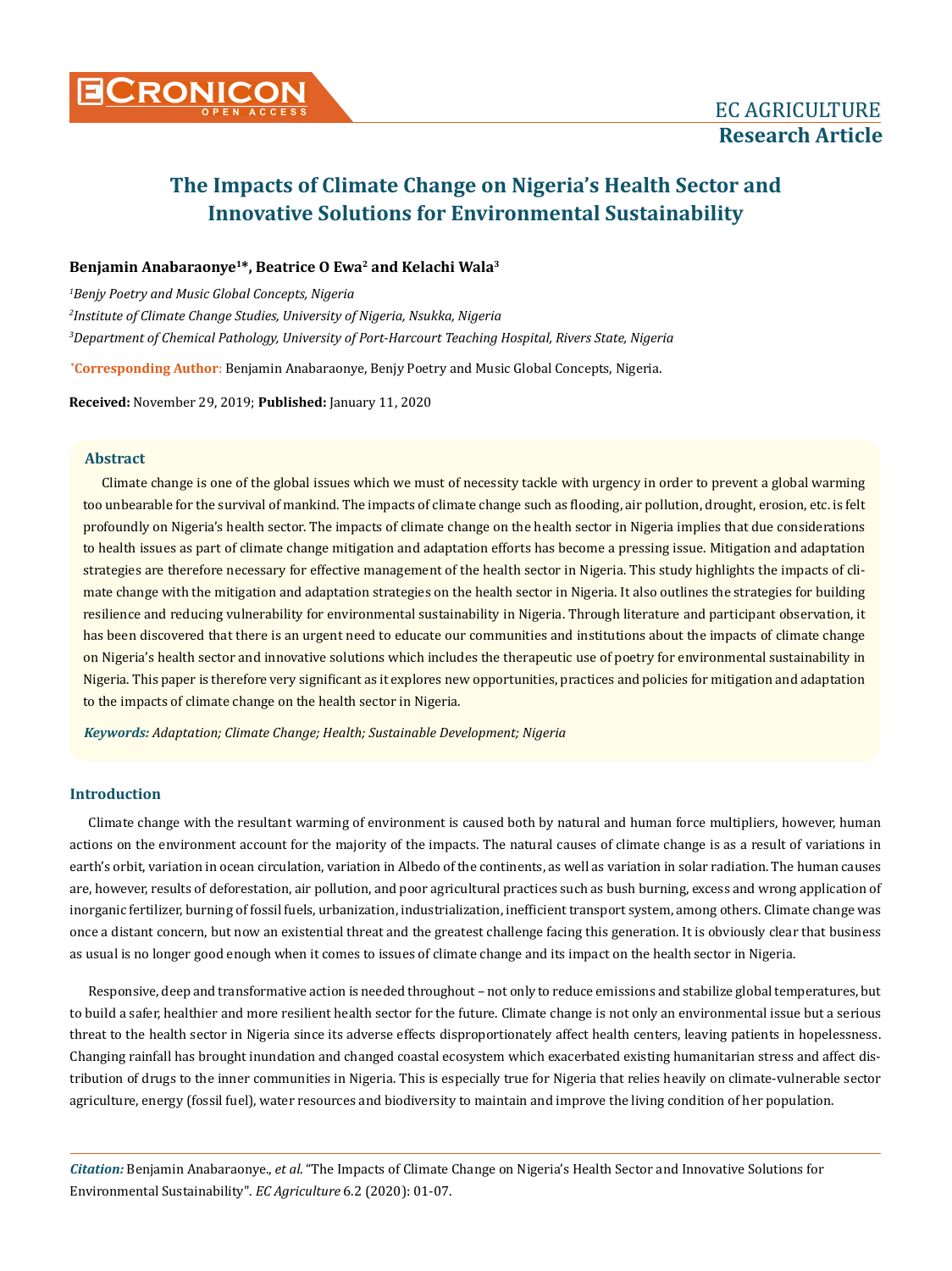EC AGRICULTURE

**Research Article**

# The Impacts of Climate Change on Nigeria's Health Sector and Innovative Solutions for Environmental Sustainability

**Benjamin Anabaraonye[1]*, Beatrice O Ewa[2] and Kelachi Wala[3]**

*[1]Benjy Poetry and Music Global Concepts, Nigeria*

*[2]Institute of Climate Change Studies, University of Nigeria, Nsukka, Nigeria*

*[3]Department of Chemical Pathology, University of Port-Harcourt Teaching Hospital, Rivers State, Nigeria*

***Corresponding Author**: Benjamin Anabaraonye, Benjy Poetry and Music Global Concepts, Nigeria.

**Received:** November 29, 2019; **Published:** January 11, 2020

## Abstract

Climate change is one of the global issues which we must of necessity tackle with urgency in order to prevent a global warming too unbearable for the survival of mankind. The impacts of climate change such as flooding, air pollution, drought, erosion, etc. is felt profoundly on Nigeria's health sector. The impacts of climate change on the health sector in Nigeria implies that due considerations to health issues as part of climate change mitigation and adaptation efforts has become a pressing issue. Mitigation and adaptation strategies are therefore necessary for effective management of the health sector in Nigeria. This study highlights the impacts of climate change with the mitigation and adaptation strategies on the health sector in Nigeria. It also outlines the strategies for building resilience and reducing vulnerability for environmental sustainability in Nigeria. Through literature and participant observation, it has been discovered that there is an urgent need to educate our communities and institutions about the impacts of climate change on Nigeria's health sector and innovative solutions which includes the therapeutic use of poetry for environmental sustainability in Nigeria. This paper is therefore very significant as it explores new opportunities, practices and policies for mitigation and adaptation to the impacts of climate change on the health sector in Nigeria.

***Keywords:*** *Adaptation; Climate Change; Health; Sustainable Development; Nigeria*

## Introduction

Climate change with the resultant warming of environment is caused both by natural and human force multipliers, however, human actions on the environment account for the majority of the impacts. The natural causes of climate change is as a result of variations in earth's orbit, variation in ocean circulation, variation in Albedo of the continents, as well as variation in solar radiation. The human causes are, however, results of deforestation, air pollution, and poor agricultural practices such as bush burning, excess and wrong application of inorganic fertilizer, burning of fossil fuels, urbanization, industrialization, inefficient transport system, among others. Climate change was once a distant concern, but now an existential threat and the greatest challenge facing this generation. It is obviously clear that business as usual is no longer good enough when it comes to issues of climate change and its impact on the health sector in Nigeria.

Responsive, deep and transformative action is needed throughout – not only to reduce emissions and stabilize global temperatures, but to build a safer, healthier and more resilient health sector for the future. Climate change is not only an environmental issue but a serious threat to the health sector in Nigeria since its adverse effects disproportionately affect health centers, leaving patients in hopelessness. Changing rainfall has brought inundation and changed coastal ecosystem which exacerbated existing humanitarian stress and affect distribution of drugs to the inner communities in Nigeria. This is especially true for Nigeria that relies heavily on climate-vulnerable sector agriculture, energy (fossil fuel), water resources and biodiversity to maintain and improve the living condition of her population.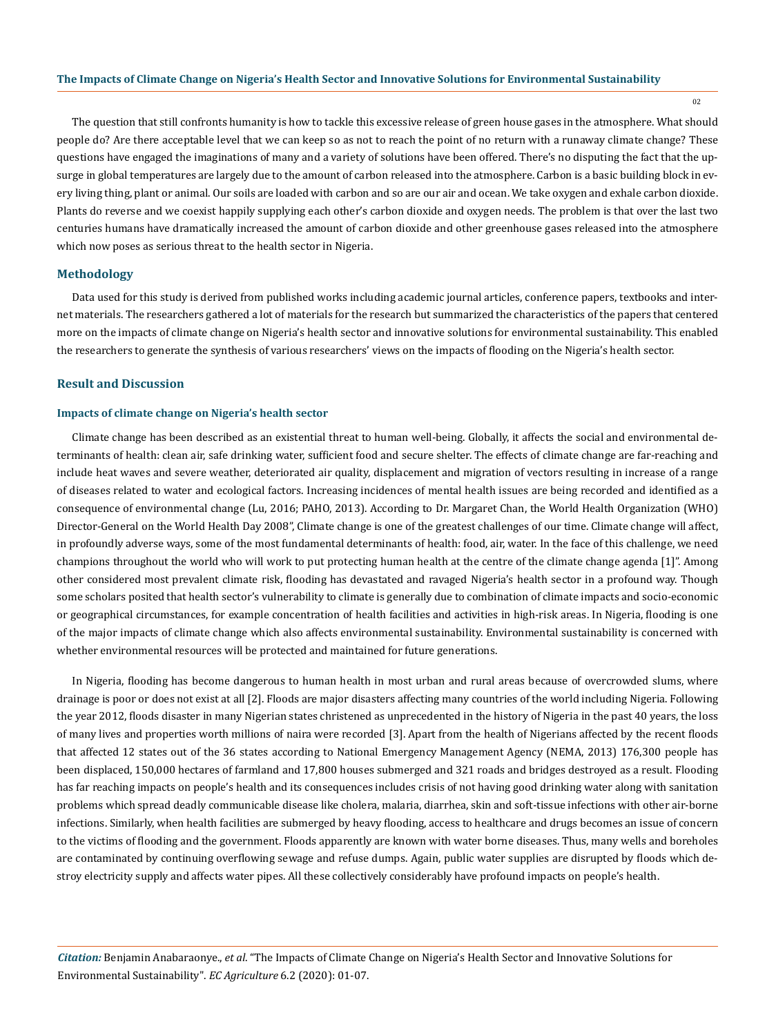The question that still confronts humanity is how to tackle this excessive release of green house gases in the atmosphere. What should people do? Are there acceptable level that we can keep so as not to reach the point of no return with a runaway climate change? These questions have engaged the imaginations of many and a variety of solutions have been offered. There's no disputing the fact that the upsurge in global temperatures are largely due to the amount of carbon released into the atmosphere. Carbon is a basic building block in every living thing, plant or animal. Our soils are loaded with carbon and so are our air and ocean. We take oxygen and exhale carbon dioxide. Plants do reverse and we coexist happily supplying each other's carbon dioxide and oxygen needs. The problem is that over the last two centuries humans have dramatically increased the amount of carbon dioxide and other greenhouse gases released into the atmosphere which now poses as serious threat to the health sector in Nigeria.

## Methodology

Data used for this study is derived from published works including academic journal articles, conference papers, textbooks and internet materials. The researchers gathered a lot of materials for the research but summarized the characteristics of the papers that centered more on the impacts of climate change on Nigeria's health sector and innovative solutions for environmental sustainability. This enabled the researchers to generate the synthesis of various researchers' views on the impacts of flooding on the Nigeria's health sector.

## Result and Discussion

### Impacts of climate change on Nigeria's health sector

Climate change has been described as an existential threat to human well-being. Globally, it affects the social and environmental determinants of health: clean air, safe drinking water, sufficient food and secure shelter. The effects of climate change are far-reaching and include heat waves and severe weather, deteriorated air quality, displacement and migration of vectors resulting in increase of a range of diseases related to water and ecological factors. Increasing incidences of mental health issues are being recorded and identified as a consequence of environmental change (Lu, 2016; PAHO, 2013). According to Dr. Margaret Chan, the World Health Organization (WHO) Director-General on the World Health Day 2008", Climate change is one of the greatest challenges of our time. Climate change will affect, in profoundly adverse ways, some of the most fundamental determinants of health: food, air, water. In the face of this challenge, we need champions throughout the world who will work to put protecting human health at the centre of the climate change agenda [1]". Among other considered most prevalent climate risk, flooding has devastated and ravaged Nigeria's health sector in a profound way. Though some scholars posited that health sector's vulnerability to climate is generally due to combination of climate impacts and socio-economic or geographical circumstances, for example concentration of health facilities and activities in high-risk areas. In Nigeria, flooding is one of the major impacts of climate change which also affects environmental sustainability. Environmental sustainability is concerned with whether environmental resources will be protected and maintained for future generations.

In Nigeria, flooding has become dangerous to human health in most urban and rural areas because of overcrowded slums, where drainage is poor or does not exist at all [2]. Floods are major disasters affecting many countries of the world including Nigeria. Following the year 2012, floods disaster in many Nigerian states christened as unprecedented in the history of Nigeria in the past 40 years, the loss of many lives and properties worth millions of naira were recorded [3]. Apart from the health of Nigerians affected by the recent floods that affected 12 states out of the 36 states according to National Emergency Management Agency (NEMA, 2013) 176,300 people has been displaced, 150,000 hectares of farmland and 17,800 houses submerged and 321 roads and bridges destroyed as a result. Flooding has far reaching impacts on people's health and its consequences includes crisis of not having good drinking water along with sanitation problems which spread deadly communicable disease like cholera, malaria, diarrhea, skin and soft-tissue infections with other air-borne infections. Similarly, when health facilities are submerged by heavy flooding, access to healthcare and drugs becomes an issue of concern to the victims of flooding and the government. Floods apparently are known with water borne diseases. Thus, many wells and boreholes are contaminated by continuing overflowing sewage and refuse dumps. Again, public water supplies are disrupted by floods which destroy electricity supply and affects water pipes. All these collectively considerably have profound impacts on people's health.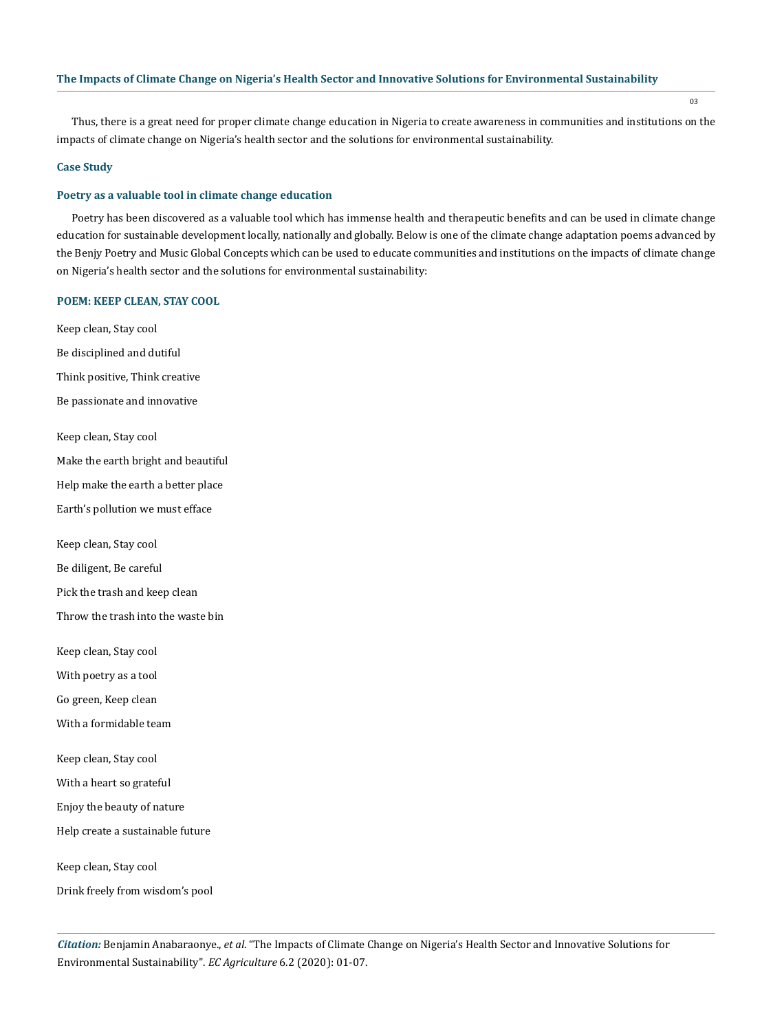Thus, there is a great need for proper climate change education in Nigeria to create awareness in communities and institutions on the impacts of climate change on Nigeria's health sector and the solutions for environmental sustainability.

### Case Study

### Poetry as a valuable tool in climate change education

Poetry has been discovered as a valuable tool which has immense health and therapeutic benefits and can be used in climate change education for sustainable development locally, nationally and globally. Below is one of the climate change adaptation poems advanced by the Benjy Poetry and Music Global Concepts which can be used to educate communities and institutions on the impacts of climate change on Nigeria's health sector and the solutions for environmental sustainability:

#### POEM: KEEP CLEAN, STAY COOL

Keep clean, Stay cool

Be disciplined and dutiful

Think positive, Think creative

Be passionate and innovative

Keep clean, Stay cool

Make the earth bright and beautiful

Help make the earth a better place

Earth's pollution we must efface

Keep clean, Stay cool

Be diligent, Be careful

Pick the trash and keep clean

Throw the trash into the waste bin

Keep clean, Stay cool

With poetry as a tool

Go green, Keep clean

With a formidable team

Keep clean, Stay cool

With a heart so grateful

Enjoy the beauty of nature

Help create a sustainable future

Keep clean, Stay cool

Drink freely from wisdom's pool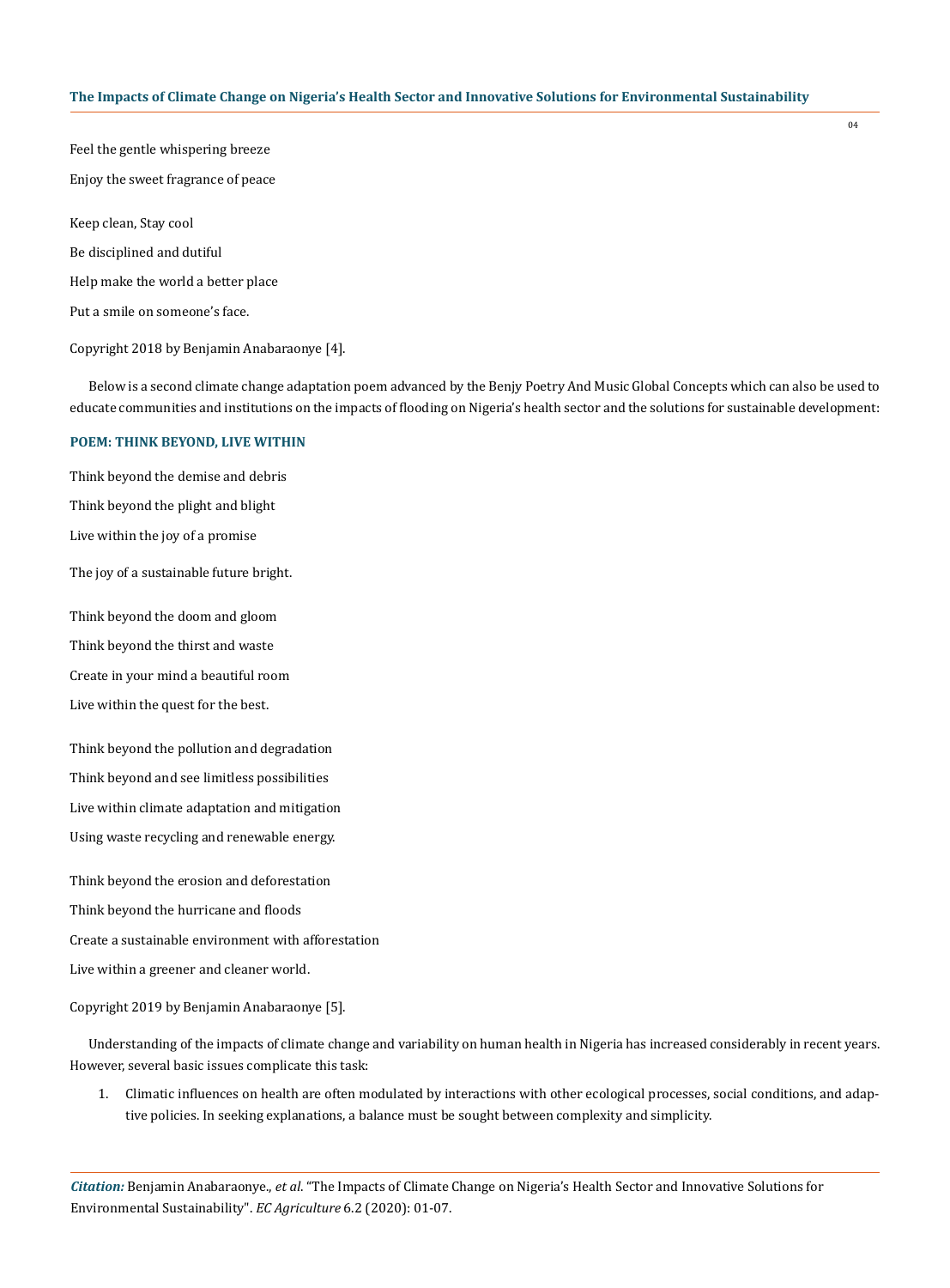Feel the gentle whispering breeze

Enjoy the sweet fragrance of peace

Keep clean, Stay cool

Be disciplined and dutiful

Help make the world a better place

Put a smile on someone's face.

Copyright 2018 by Benjamin Anabaraonye [4].

Below is a second climate change adaptation poem advanced by the Benjy Poetry And Music Global Concepts which can also be used to educate communities and institutions on the impacts of flooding on Nigeria's health sector and the solutions for sustainable development:

### POEM: THINK BEYOND, LIVE WITHIN

Think beyond the demise and debris

Think beyond the plight and blight

Live within the joy of a promise

The joy of a sustainable future bright.

Think beyond the doom and gloom

Think beyond the thirst and waste

Create in your mind a beautiful room

Live within the quest for the best.

Think beyond the pollution and degradation

Think beyond and see limitless possibilities

Live within climate adaptation and mitigation

Using waste recycling and renewable energy.

Think beyond the erosion and deforestation

Think beyond the hurricane and floods

Create a sustainable environment with afforestation

Live within a greener and cleaner world.

Copyright 2019 by Benjamin Anabaraonye [5].

Understanding of the impacts of climate change and variability on human health in Nigeria has increased considerably in recent years. However, several basic issues complicate this task:

1. Climatic influences on health are often modulated by interactions with other ecological processes, social conditions, and adaptive policies. In seeking explanations, a balance must be sought between complexity and simplicity.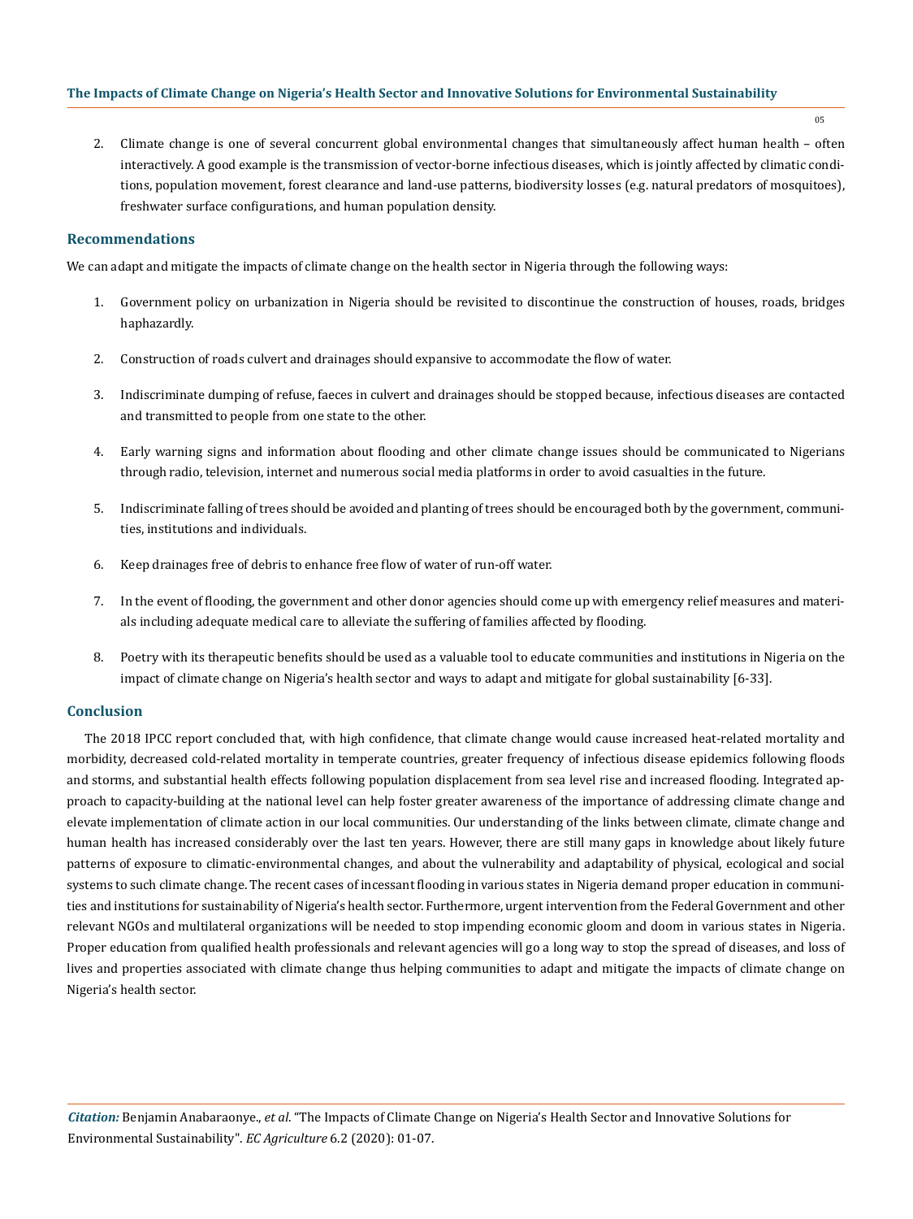2. Climate change is one of several concurrent global environmental changes that simultaneously affect human health – often interactively. A good example is the transmission of vector-borne infectious diseases, which is jointly affected by climatic conditions, population movement, forest clearance and land-use patterns, biodiversity losses (e.g. natural predators of mosquitoes), freshwater surface configurations, and human population density.

## Recommendations

We can adapt and mitigate the impacts of climate change on the health sector in Nigeria through the following ways:

1. Government policy on urbanization in Nigeria should be revisited to discontinue the construction of houses, roads, bridges haphazardly.
2. Construction of roads culvert and drainages should expansive to accommodate the flow of water.
3. Indiscriminate dumping of refuse, faeces in culvert and drainages should be stopped because, infectious diseases are contacted and transmitted to people from one state to the other.
4. Early warning signs and information about flooding and other climate change issues should be communicated to Nigerians through radio, television, internet and numerous social media platforms in order to avoid casualties in the future.
5. Indiscriminate falling of trees should be avoided and planting of trees should be encouraged both by the government, communities, institutions and individuals.
6. Keep drainages free of debris to enhance free flow of water of run-off water.
7. In the event of flooding, the government and other donor agencies should come up with emergency relief measures and materials including adequate medical care to alleviate the suffering of families affected by flooding.
8. Poetry with its therapeutic benefits should be used as a valuable tool to educate communities and institutions in Nigeria on the impact of climate change on Nigeria's health sector and ways to adapt and mitigate for global sustainability [6-33].

## Conclusion

The 2018 IPCC report concluded that, with high confidence, that climate change would cause increased heat-related mortality and morbidity, decreased cold-related mortality in temperate countries, greater frequency of infectious disease epidemics following floods and storms, and substantial health effects following population displacement from sea level rise and increased flooding. Integrated approach to capacity-building at the national level can help foster greater awareness of the importance of addressing climate change and elevate implementation of climate action in our local communities. Our understanding of the links between climate, climate change and human health has increased considerably over the last ten years. However, there are still many gaps in knowledge about likely future patterns of exposure to climatic-environmental changes, and about the vulnerability and adaptability of physical, ecological and social systems to such climate change. The recent cases of incessant flooding in various states in Nigeria demand proper education in communities and institutions for sustainability of Nigeria's health sector. Furthermore, urgent intervention from the Federal Government and other relevant NGOs and multilateral organizations will be needed to stop impending economic gloom and doom in various states in Nigeria. Proper education from qualified health professionals and relevant agencies will go a long way to stop the spread of diseases, and loss of lives and properties associated with climate change thus helping communities to adapt and mitigate the impacts of climate change on Nigeria's health sector.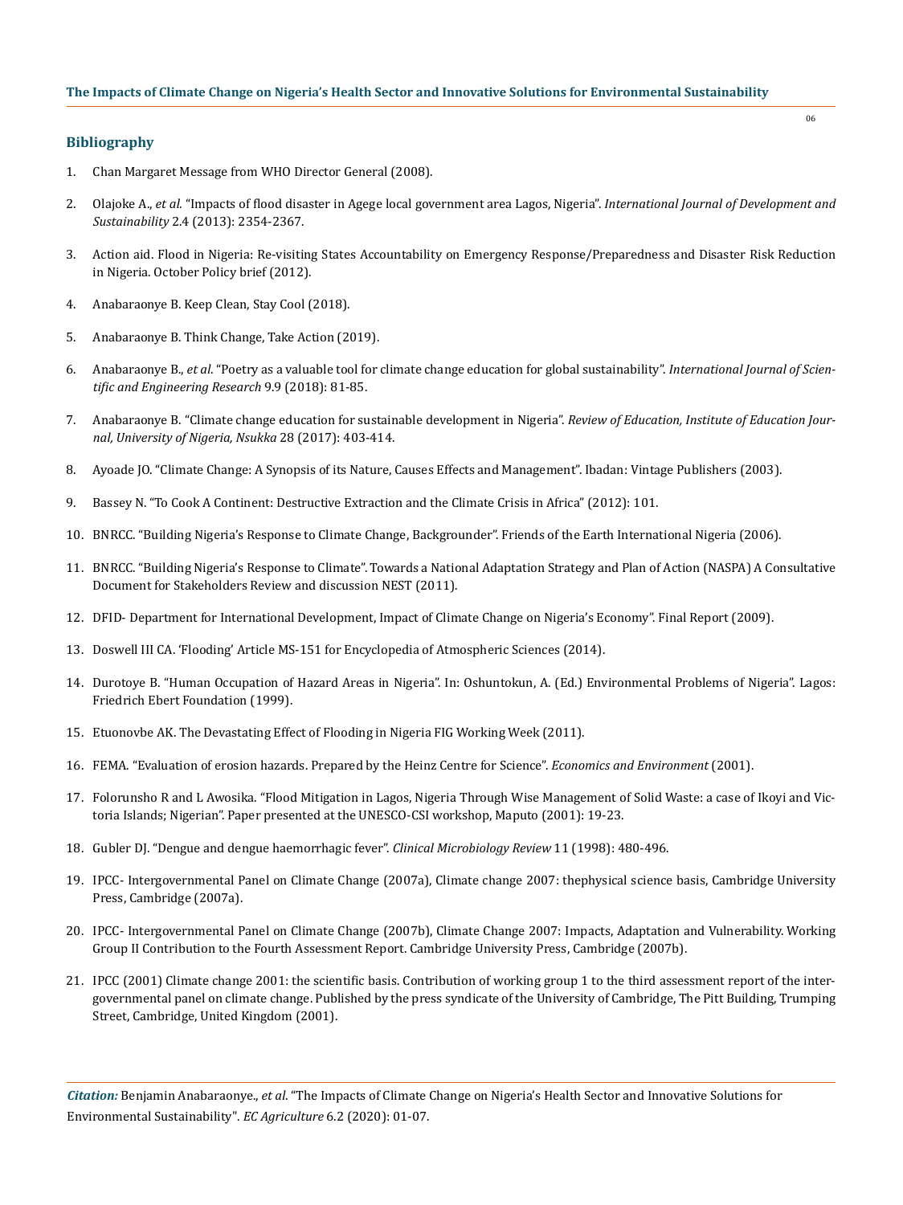## Bibliography

1. Chan Margaret Message from WHO Director General (2008).
2. Olajoke A., *et al.* "Impacts of flood disaster in Agege local government area Lagos, Nigeria". *International Journal of Development and Sustainability* 2.4 (2013): 2354-2367.
3. Action aid. Flood in Nigeria: Re-visiting States Accountability on Emergency Response/Preparedness and Disaster Risk Reduction in Nigeria. October Policy brief (2012).
4. Anabaraonye B. Keep Clean, Stay Cool (2018).
5. Anabaraonye B. Think Change, Take Action (2019).
6. Anabaraonye B., *et al*. "Poetry as a valuable tool for climate change education for global sustainability". *International Journal of Scientific and Engineering Research* 9.9 (2018): 81-85.
7. Anabaraonye B. "Climate change education for sustainable development in Nigeria". *Review of Education, Institute of Education Journal, University of Nigeria, Nsukka* 28 (2017): 403-414.
8. Ayoade JO. "Climate Change: A Synopsis of its Nature, Causes Effects and Management". Ibadan: Vintage Publishers (2003).
9. Bassey N. "To Cook A Continent: Destructive Extraction and the Climate Crisis in Africa" (2012): 101.
10. BNRCC. "Building Nigeria's Response to Climate Change, Backgrounder". Friends of the Earth International Nigeria (2006).
11. BNRCC. "Building Nigeria's Response to Climate". Towards a National Adaptation Strategy and Plan of Action (NASPA) A Consultative Document for Stakeholders Review and discussion NEST (2011).
12. DFID- Department for International Development, Impact of Climate Change on Nigeria's Economy". Final Report (2009).
13. Doswell III CA. 'Flooding' Article MS-151 for Encyclopedia of Atmospheric Sciences (2014).
14. Durotoye B. "Human Occupation of Hazard Areas in Nigeria". In: Oshuntokun, A. (Ed.) Environmental Problems of Nigeria". Lagos: Friedrich Ebert Foundation (1999).
15. Etuonovbe AK. The Devastating Effect of Flooding in Nigeria FIG Working Week (2011).
16. FEMA. "Evaluation of erosion hazards. Prepared by the Heinz Centre for Science". *Economics and Environment* (2001).
17. Folorunsho R and L Awosika. "Flood Mitigation in Lagos, Nigeria Through Wise Management of Solid Waste: a case of Ikoyi and Victoria Islands; Nigerian". Paper presented at the UNESCO-CSI workshop, Maputo (2001): 19-23.
18. Gubler DJ. "Dengue and dengue haemorrhagic fever". *Clinical Microbiology Review* 11 (1998): 480-496.
19. IPCC- Intergovernmental Panel on Climate Change (2007a), Climate change 2007: thephysical science basis, Cambridge University Press, Cambridge (2007a).
20. IPCC- Intergovernmental Panel on Climate Change (2007b), Climate Change 2007: Impacts, Adaptation and Vulnerability. Working Group II Contribution to the Fourth Assessment Report. Cambridge University Press, Cambridge (2007b).
21. IPCC (2001) Climate change 2001: the scientific basis. Contribution of working group 1 to the third assessment report of the intergovernmental panel on climate change. Published by the press syndicate of the University of Cambridge, The Pitt Building, Trumping Street, Cambridge, United Kingdom (2001).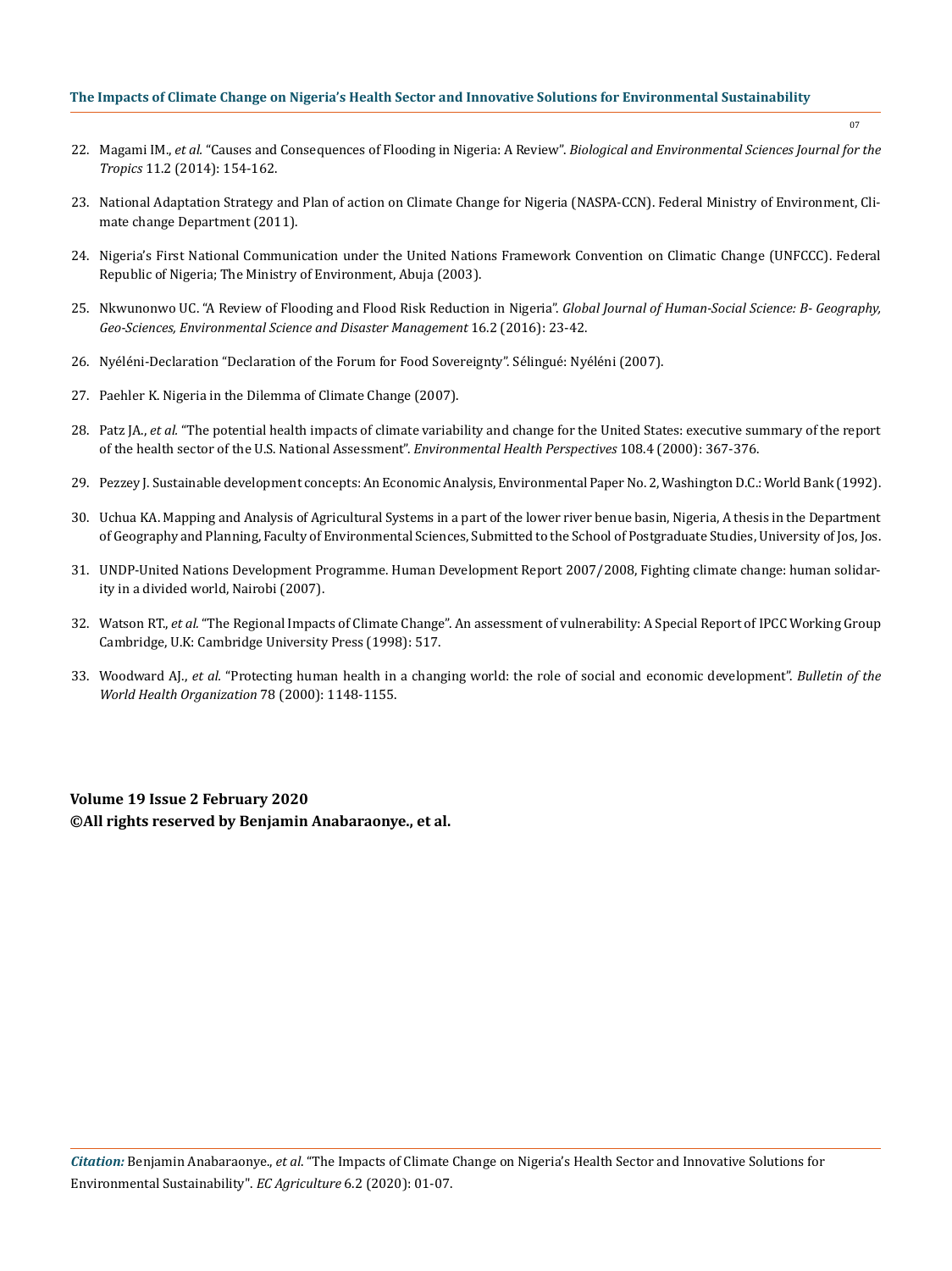22. Magami IM., *et al.* "Causes and Consequences of Flooding in Nigeria: A Review". *Biological and Environmental Sciences Journal for the Tropics* 11.2 (2014): 154-162.

23. National Adaptation Strategy and Plan of action on Climate Change for Nigeria (NASPA-CCN). Federal Ministry of Environment, Climate change Department (2011).

24. Nigeria's First National Communication under the United Nations Framework Convention on Climatic Change (UNFCCC). Federal Republic of Nigeria; The Ministry of Environment, Abuja (2003).

25. Nkwunonwo UC. "A Review of Flooding and Flood Risk Reduction in Nigeria". *Global Journal of Human-Social Science: B- Geography, Geo-Sciences, Environmental Science and Disaster Management* 16.2 (2016): 23-42.

26. Nyéléni-Declaration "Declaration of the Forum for Food Sovereignty". Sélingué: Nyéléni (2007).

27. Paehler K. Nigeria in the Dilemma of Climate Change (2007).

28. Patz JA., *et al.* "The potential health impacts of climate variability and change for the United States: executive summary of the report of the health sector of the U.S. National Assessment". *Environmental Health Perspectives* 108.4 (2000): 367-376.

29. Pezzey J. Sustainable development concepts: An Economic Analysis, Environmental Paper No. 2, Washington D.C.: World Bank (1992).

30. Uchua KA. Mapping and Analysis of Agricultural Systems in a part of the lower river benue basin, Nigeria, A thesis in the Department of Geography and Planning, Faculty of Environmental Sciences, Submitted to the School of Postgraduate Studies, University of Jos, Jos.

31. UNDP-United Nations Development Programme. Human Development Report 2007/2008, Fighting climate change: human solidarity in a divided world, Nairobi (2007).

32. Watson RT., *et al.* "The Regional Impacts of Climate Change". An assessment of vulnerability: A Special Report of IPCC Working Group Cambridge, U.K: Cambridge University Press (1998): 517.

33. Woodward AJ., *et al.* "Protecting human health in a changing world: the role of social and economic development". *Bulletin of the World Health Organization* 78 (2000): 1148-1155.

**Volume 19 Issue 2 February 2020**
**©All rights reserved by Benjamin Anabaraonye., et al.**